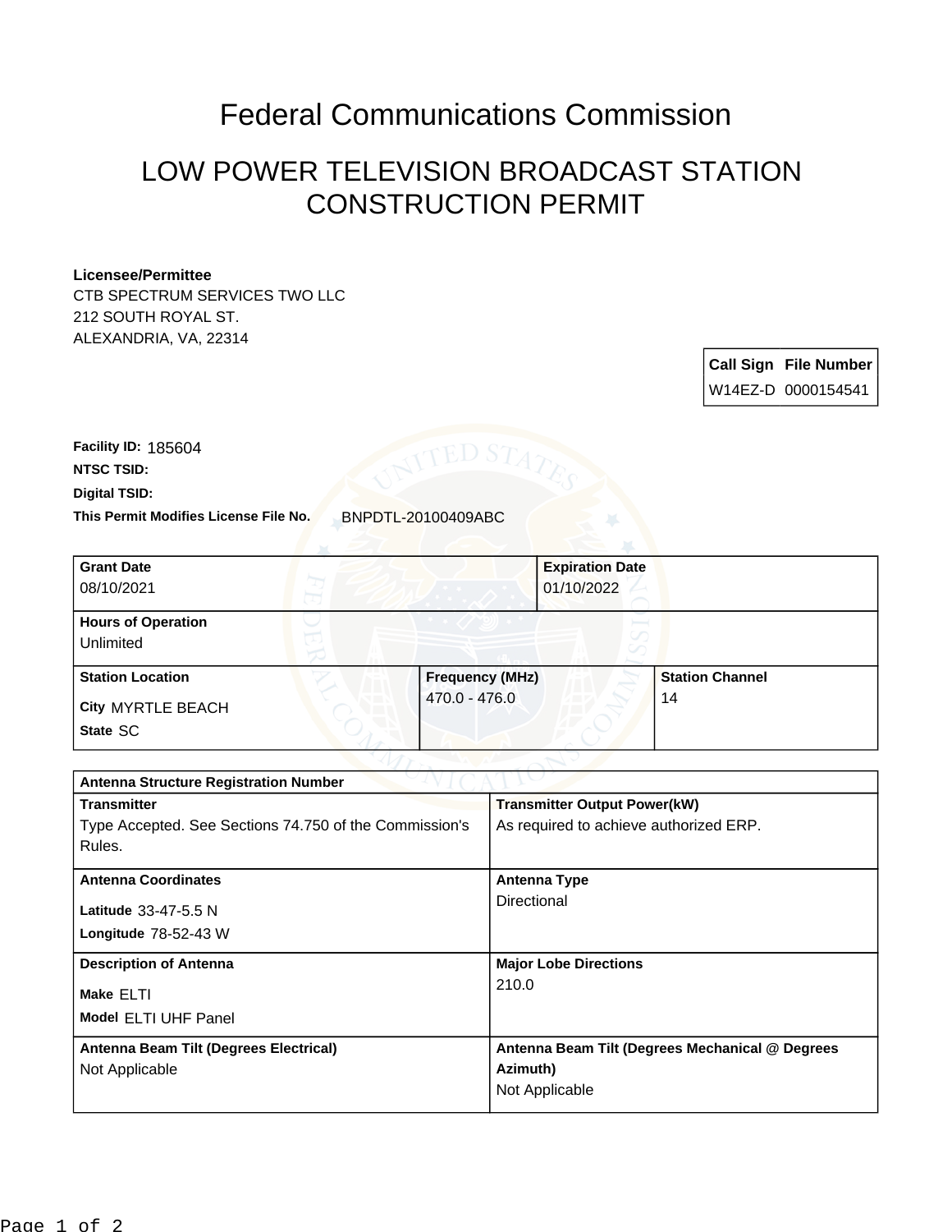# Federal Communications Commission

## LOW POWER TELEVISION BROADCAST STATION CONSTRUCTION PERMIT

**Licensee/Permittee**
CTB SPECTRUM SERVICES TWO LLC
212 SOUTH ROYAL ST.
ALEXANDRIA, VA, 22314

| Call Sign | File Number |
|---|---|
| W14EZ-D | 0000154541 |

**Facility ID:** 185604

**NTSC TSID:**

**Digital TSID:**

**This Permit Modifies License File No.** BNPDTL-20100409ABC

| Grant Date | Expiration Date |
|---|---|
| 08/10/2021 | 01/10/2022 |

**Hours of Operation**
Unlimited

| Station Location | Frequency (MHz) | Station Channel |
|---|---|---|
| City MYRTLE BEACH<br>State SC | 470.0 - 476.0 | 14 |

**Antenna Structure Registration Number**

| Transmitter | Transmitter Output Power(kW) |
|---|---|
| Type Accepted. See Sections 74.750 of the Commission's Rules. | As required to achieve authorized ERP. |

| Antenna Coordinates | Antenna Type |
|---|---|
| Latitude 33-47-5.5 N<br>Longitude 78-52-43 W | Directional |

| Description of Antenna | Major Lobe Directions |
|---|---|
| Make ELTI<br>Model ELTI UHF Panel | 210.0 |

| Antenna Beam Tilt (Degrees Electrical) | Antenna Beam Tilt (Degrees Mechanical @ Degrees Azimuth) |
|---|---|
| Not Applicable | Not Applicable |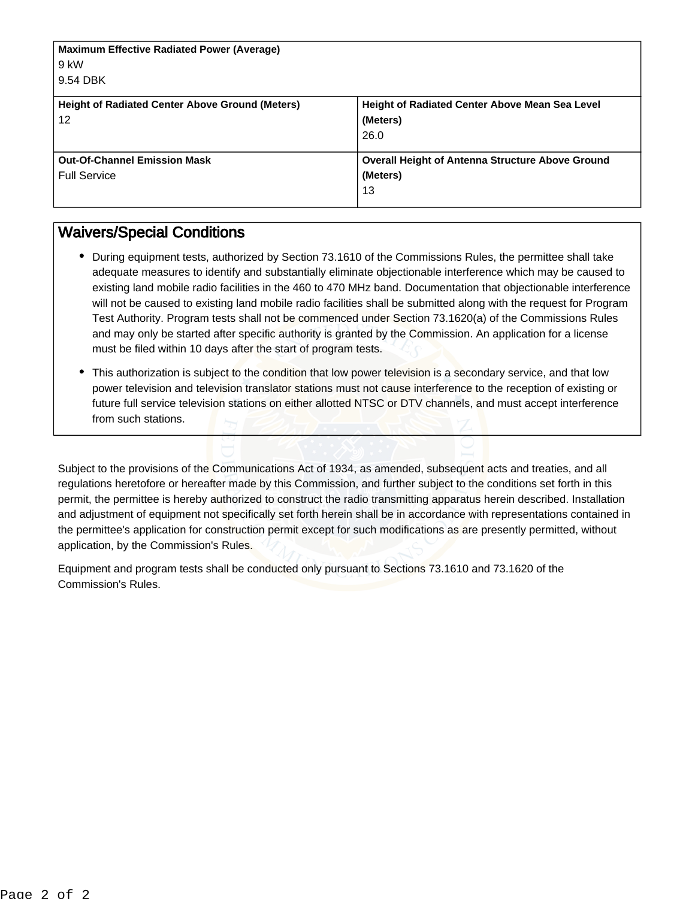| | |
|---|---|
| **Maximum Effective Radiated Power (Average)**<br>9 kW<br>9.54 DBK | |
| **Height of Radiated Center Above Ground (Meters)**<br>12 | **Height of Radiated Center Above Mean Sea Level (Meters)**<br>26.0 |
| **Out-Of-Channel Emission Mask**<br>Full Service | **Overall Height of Antenna Structure Above Ground (Meters)**<br>13 |

## Waivers/Special Conditions

- During equipment tests, authorized by Section 73.1610 of the Commissions Rules, the permittee shall take adequate measures to identify and substantially eliminate objectionable interference which may be caused to existing land mobile radio facilities in the 460 to 470 MHz band. Documentation that objectionable interference will not be caused to existing land mobile radio facilities shall be submitted along with the request for Program Test Authority. Program tests shall not be commenced under Section 73.1620(a) of the Commissions Rules and may only be started after specific authority is granted by the Commission. An application for a license must be filed within 10 days after the start of program tests.
- This authorization is subject to the condition that low power television is a secondary service, and that low power television and television translator stations must not cause interference to the reception of existing or future full service television stations on either allotted NTSC or DTV channels, and must accept interference from such stations.

Subject to the provisions of the Communications Act of 1934, as amended, subsequent acts and treaties, and all regulations heretofore or hereafter made by this Commission, and further subject to the conditions set forth in this permit, the permittee is hereby authorized to construct the radio transmitting apparatus herein described. Installation and adjustment of equipment not specifically set forth herein shall be in accordance with representations contained in the permittee's application for construction permit except for such modifications as are presently permitted, without application, by the Commission's Rules.

Equipment and program tests shall be conducted only pursuant to Sections 73.1610 and 73.1620 of the Commission's Rules.